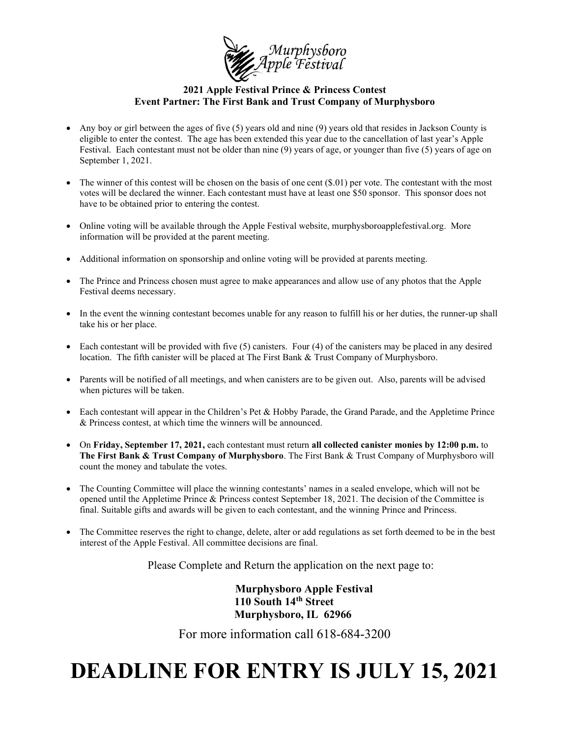Murphysboro Apple Festival

**2021 Apple Festival Prince & Princess Contest**
**Event Partner: The First Bank and Trust Company of Murphysboro**

- Any boy or girl between the ages of five (5) years old and nine (9) years old that resides in Jackson County is eligible to enter the contest. The age has been extended this year due to the cancellation of last year's Apple Festival. Each contestant must not be older than nine (9) years of age, or younger than five (5) years of age on September 1, 2021.
- The winner of this contest will be chosen on the basis of one cent ($.01) per vote. The contestant with the most votes will be declared the winner. Each contestant must have at least one $50 sponsor. This sponsor does not have to be obtained prior to entering the contest.
- Online voting will be available through the Apple Festival website, murphysboroapplefestival.org. More information will be provided at the parent meeting.
- Additional information on sponsorship and online voting will be provided at parents meeting.
- The Prince and Princess chosen must agree to make appearances and allow use of any photos that the Apple Festival deems necessary.
- In the event the winning contestant becomes unable for any reason to fulfill his or her duties, the runner-up shall take his or her place.
- Each contestant will be provided with five (5) canisters. Four (4) of the canisters may be placed in any desired location. The fifth canister will be placed at The First Bank & Trust Company of Murphysboro.
- Parents will be notified of all meetings, and when canisters are to be given out. Also, parents will be advised when pictures will be taken.
- Each contestant will appear in the Children's Pet & Hobby Parade, the Grand Parade, and the Appletime Prince & Princess contest, at which time the winners will be announced.
- On **Friday, September 17, 2021,** each contestant must return **all collected canister monies by 12:00 p.m.** to **The First Bank & Trust Company of Murphysboro**. The First Bank & Trust Company of Murphysboro will count the money and tabulate the votes.
- The Counting Committee will place the winning contestants' names in a sealed envelope, which will not be opened until the Appletime Prince & Princess contest September 18, 2021. The decision of the Committee is final. Suitable gifts and awards will be given to each contestant, and the winning Prince and Princess.
- The Committee reserves the right to change, delete, alter or add regulations as set forth deemed to be in the best interest of the Apple Festival. All committee decisions are final.

Please Complete and Return the application on the next page to:

**Murphysboro Apple Festival**
**110 South 14th Street**
**Murphysboro, IL 62966**

For more information call 618-684-3200

# DEADLINE FOR ENTRY IS JULY 15, 2021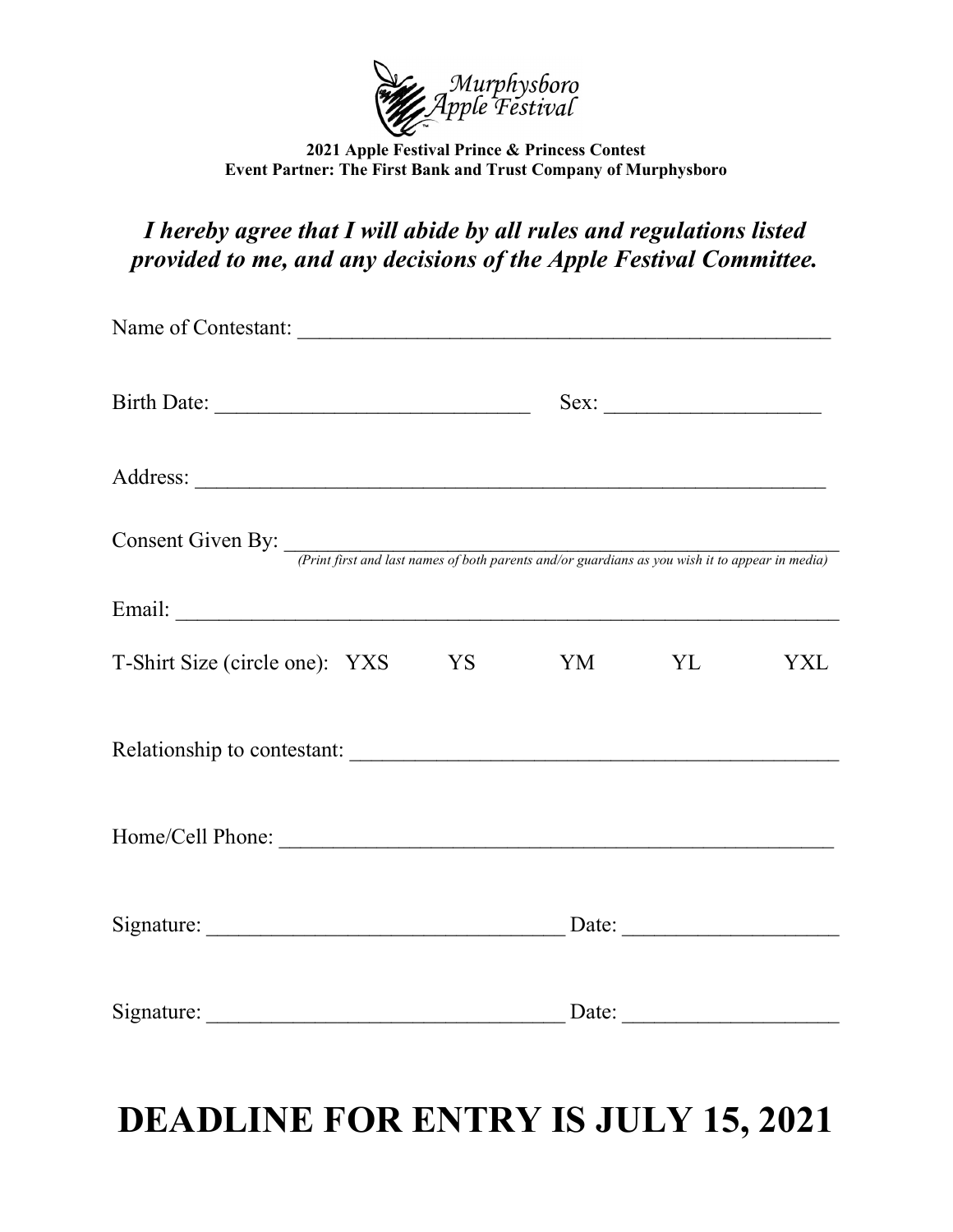Murphysboro Apple Festival

**2021 Apple Festival Prince & Princess Contest**
**Event Partner: The First Bank and Trust Company of Murphysboro**

***I hereby agree that I will abide by all rules and regulations listed provided to me, and any decisions of the Apple Festival Committee.***

Name of Contestant: ____________________________________________________

Birth Date: ______________________________ Sex: ____________________

Address: ______________________________________________________________

Consent Given By: ______________________________________________________
*(Print first and last names of both parents and/or guardians as you wish it to appear in media)*

Email: ________________________________________________________________

T-Shirt Size (circle one): YXS YS YM YL YXL

Relationship to contestant: _______________________________________________

Home/Cell Phone: ______________________________________________________

Signature: __________________________________ Date: ____________________

Signature: __________________________________ Date: ____________________

# DEADLINE FOR ENTRY IS JULY 15, 2021